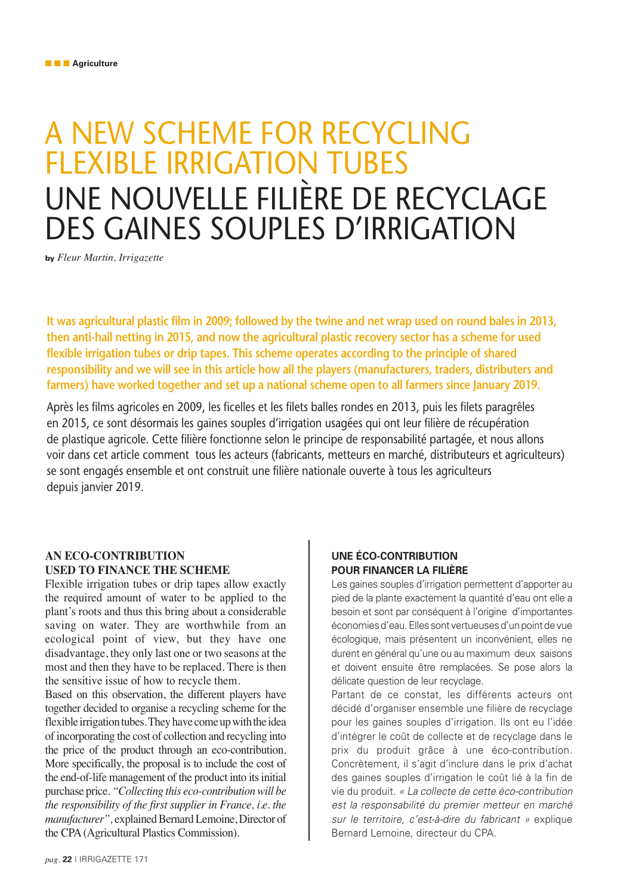Agriculture

# A NEW SCHEME FOR RECYCLING FLEXIBLE IRRIGATION TUBES

# UNE NOUVELLE FILIÈRE DE RECYCLAGE DES GAINES SOUPLES D'IRRIGATION

**by** *Fleur Martin, Irrigazette*

**It was agricultural plastic film in 2009; followed by the twine and net wrap used on round bales in 2013, then anti-hail netting in 2015, and now the agricultural plastic recovery sector has a scheme for used flexible irrigation tubes or drip tapes. This scheme operates according to the principle of shared responsibility and we will see in this article how all the players (manufacturers, traders, distributers and farmers) have worked together and set up a national scheme open to all farmers since January 2019.**

Après les films agricoles en 2009, les ficelles et les filets balles rondes en 2013, puis les filets paragrêles en 2015, ce sont désormais les gaines souples d'irrigation usagées qui ont leur filière de récupération de plastique agricole. Cette filière fonctionne selon le principe de responsabilité partagée, et nous allons voir dans cet article comment tous les acteurs (fabricants, metteurs en marché, distributeurs et agriculteurs) se sont engagés ensemble et ont construit une filière nationale ouverte à tous les agriculteurs depuis janvier 2019.

## AN ECO-CONTRIBUTION USED TO FINANCE THE SCHEME

Flexible irrigation tubes or drip tapes allow exactly the required amount of water to be applied to the plant's roots and thus this bring about a considerable saving on water. They are worthwhile from an ecological point of view, but they have one disadvantage, they only last one or two seasons at the most and then they have to be replaced. There is then the sensitive issue of how to recycle them.

Based on this observation, the different players have together decided to organise a recycling scheme for the flexible irrigation tubes. They have come up with the idea of incorporating the cost of collection and recycling into the price of the product through an eco-contribution. More specifically, the proposal is to include the cost of the end-of-life management of the product into its initial purchase price. *"Collecting this eco-contribution will be the responsibility of the first supplier in France, i.e. the manufacturer"*, explained Bernard Lemoine, Director of the CPA (Agricultural Plastics Commission).

## UNE ÉCO-CONTRIBUTION POUR FINANCER LA FILIÈRE

Les gaines souples d'irrigation permettent d'apporter au pied de la plante exactement la quantité d'eau ont elle a besoin et sont par conséquent à l'origine d'importantes économies d'eau. Elles sont vertueuses d'un point de vue écologique, mais présentent un inconvénient, elles ne durent en général qu'une ou au maximum deux saisons et doivent ensuite être remplacées. Se pose alors la délicate question de leur recyclage.

Partant de ce constat, les différents acteurs ont décidé d'organiser ensemble une filière de recyclage pour les gaines souples d'irrigation. Ils ont eu l'idée d'intégrer le coût de collecte et de recyclage dans le prix du produit grâce à une éco-contribution. Concrètement, il s'agit d'inclure dans le prix d'achat des gaines souples d'irrigation le coût lié à la fin de vie du produit. *« La collecte de cette éco-contribution est la responsabilité du premier metteur en marché sur le territoire, c'est-à-dire du fabricant »* explique Bernard Lemoine, directeur du CPA.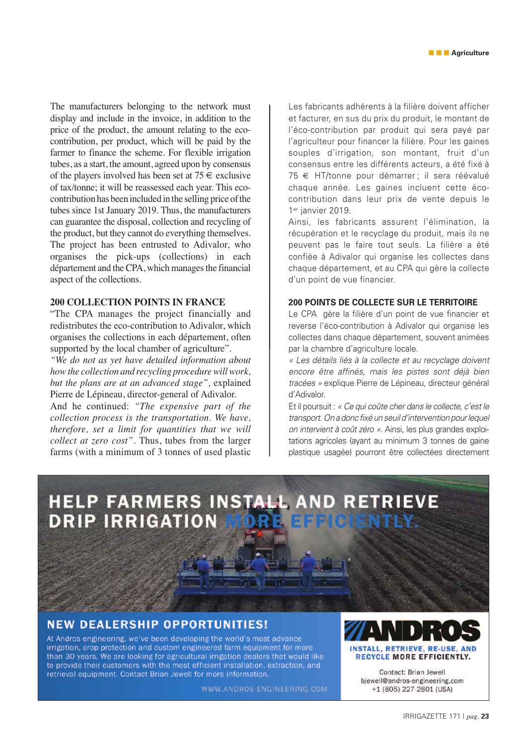The manufacturers belonging to the network must display and include in the invoice, in addition to the price of the product, the amount relating to the eco-contribution, per product, which will be paid by the farmer to finance the scheme. For flexible irrigation tubes, as a start, the amount, agreed upon by consensus of the players involved has been set at 75 € exclusive of tax/tonne; it will be reassessed each year. This eco-contribution has been included in the selling price of the tubes since 1st January 2019. Thus, the manufacturers can guarantee the disposal, collection and recycling of the product, but they cannot do everything themselves. The project has been entrusted to Adivalor, who organises the pick-ups (collections) in each département and the CPA, which manages the financial aspect of the collections.

### 200 COLLECTION POINTS IN FRANCE

"The CPA manages the project financially and redistributes the eco-contribution to Adivalor, which organises the collections in each département, often supported by the local chamber of agriculture".
*"We do not as yet have detailed information about how the collection and recycling procedure will work, but the plans are at an advanced stage"*, explained Pierre de Lépineau, director-general of Adivalor.
And he continued: *"The expensive part of the collection process is the transportation. We have, therefore, set a limit for quantities that we will collect at zero cost"*. Thus, tubes from the larger farms (with a minimum of 3 tonnes of used plastic

Les fabricants adhérents à la filière doivent afficher et facturer, en sus du prix du produit, le montant de l'éco-contribution par produit qui sera payé par l'agriculteur pour financer la filière. Pour les gaines souples d'irrigation, son montant, fruit d'un consensus entre les différents acteurs, a été fixé à 75 € HT/tonne pour démarrer ; il sera réévalué chaque année. Les gaines incluent cette éco-contribution dans leur prix de vente depuis le 1er janvier 2019.
Ainsi, les fabricants assurent l'élimination, la récupération et le recyclage du produit, mais ils ne peuvent pas le faire tout seuls. La filière a été confiée à Adivalor qui organise les collectes dans chaque département, et au CPA qui gère la collecte d'un point de vue financier.

### 200 POINTS DE COLLECTE SUR LE TERRITOIRE

Le CPA gère la filière d'un point de vue financier et reverse l'éco-contribution à Adivalor qui organise les collectes dans chaque département, souvent animées par la chambre d'agriculture locale.
*« Les détails liés à la collecte et au recyclage doivent encore être affinés, mais les pistes sont déjà bien tracées »* explique Pierre de Lépineau, directeur général d'Adivalor.
Et il poursuit : *« Ce qui coûte cher dans la collecte, c'est le transport. On a donc fixé un seuil d'intervention pour lequel on intervient à coût zéro »*. Ainsi, les plus grandes exploitations agricoles (ayant au minimum 3 tonnes de gaine plastique usagée) pourront être collectées directement

**HELP FARMERS INSTALL AND RETRIEVE DRIP IRRIGATION MORE EFFICIENTLY.**

**NEW DEALERSHIP OPPORTUNITIES!**

At Andros engineering, we've been developing the world's most advance irrigation, crop protection and custom engineered farm equipment for more than 30 years. We are looking for agricultural irrigation dealers that would like to provide their customers with the most efficient installation, extraction, and retrieval equipment. Contact Brian Jewell for more information.

WWW.ANDROS-ENGINEERING.COM

**ANDROS**

**INSTALL, RETRIEVE, RE-USE, AND RECYCLE MORE EFFICIENTLY.**

Contact: Brian Jewell
bjewell@andros-engineering.com
+1 (805) 227-2801 (USA)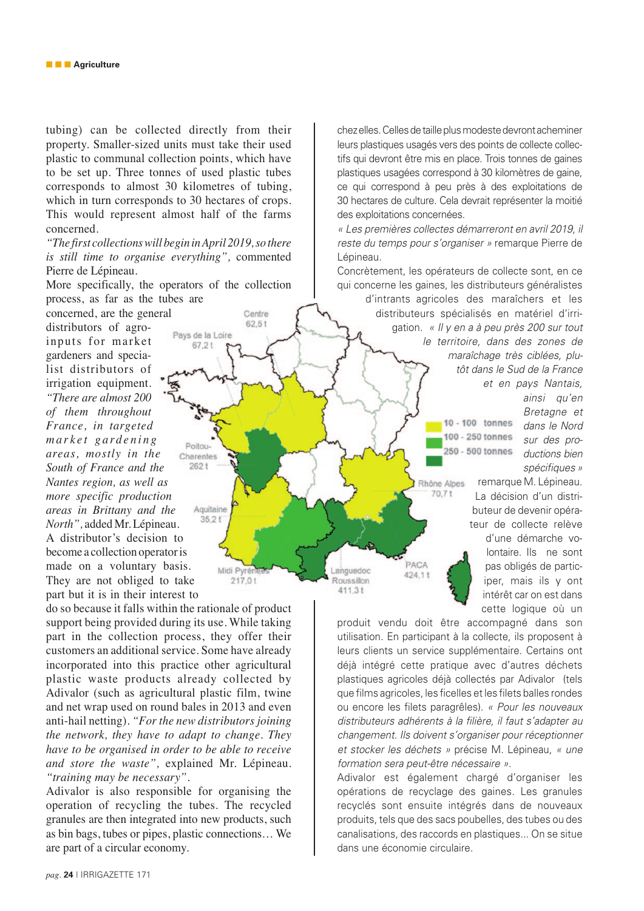tubing) can be collected directly from their property. Smaller-sized units must take their used plastic to communal collection points, which have to be set up. Three tonnes of used plastic tubes corresponds to almost 30 kilometres of tubing, which in turn corresponds to 30 hectares of crops. This would represent almost half of the farms concerned.

*"The first collections will begin in April 2019, so there is still time to organise everything"*, commented Pierre de Lépineau.

More specifically, the operators of the collection process, as far as the tubes are concerned, are the general distributors of agro-inputs for market gardeners and specialist distributors of irrigation equipment. *"There are almost 200 of them throughout France, in targeted market gardening areas, mostly in the South of France and the Nantes region, as well as more specific production areas in Brittany and the North"*, added Mr. Lépineau.

A distributor's decision to become a collection operator is made on a voluntary basis. They are not obliged to take part but it is in their interest to do so because it falls within the rationale of product support being provided during its use. While taking part in the collection process, they offer their customers an additional service. Some have already incorporated into this practice other agricultural plastic waste products already collected by Adivalor (such as agricultural plastic film, twine and net wrap used on round bales in 2013 and even anti-hail netting). *"For the new distributors joining the network, they have to adapt to change. They have to be organised in order to be able to receive and store the waste"*, explained Mr. Lépineau. *"training may be necessary"*.

Adivalor is also responsible for organising the operation of recycling the tubes. The recycled granules are then integrated into new products, such as bin bags, tubes or pipes, plastic connections… We are part of a circular economy.

Centre 62,5 t
Pays de la Loire 67,2 t
Poitou-Charentes 262 t
Aquitaine 35,2 t
Midi Pyrénées 217,0 t
Languedoc Roussillon 411,3 t
PACA 424,1 t
Rhône Alpes 70,7 t

10 - 100 tonnes
100 - 250 tonnes
250 - 500 tonnes

chez elles. Celles de taille plus modeste devront acheminer leurs plastiques usagés vers des points de collecte collectifs qui devront être mis en place. Trois tonnes de gaines plastiques usagées correspond à 30 kilomètres de gaine, ce qui correspond à peu près à des exploitations de 30 hectares de culture. Cela devrait représenter la moitié des exploitations concernées.

*« Les premières collectes démarreront en avril 2019, il reste du temps pour s'organiser »* remarque Pierre de Lépineau.

Concrètement, les opérateurs de collecte sont, en ce qui concerne les gaines, les distributeurs généralistes d'intrants agricoles des maraîchers et les distributeurs spécialisés en matériel d'irrigation. *« Il y en a à peu près 200 sur tout le territoire, dans des zones de maraîchage très ciblées, plutôt dans le Sud de la France et en pays Nantais, ainsi qu'en Bretagne et dans le Nord sur des productions bien spécifiques »* remarque M. Lépineau.

La décision d'un distributeur de devenir opérateur de collecte relève d'une démarche volontaire. Ils ne sont pas obligés de participer, mais ils y ont intérêt car on est dans cette logique où un produit vendu doit être accompagné dans son utilisation. En participant à la collecte, ils proposent à leurs clients un service supplémentaire. Certains ont déjà intégré cette pratique avec d'autres déchets plastiques agricoles déjà collectés par Adivalor (tels que films agricoles, les ficelles et les filets balles rondes ou encore les filets paragrêles). *« Pour les nouveaux distributeurs adhérents à la filière, il faut s'adapter au changement. Ils doivent s'organiser pour réceptionner et stocker les déchets »* précise M. Lépineau, *« une formation sera peut-être nécessaire »*.

Adivalor est également chargé d'organiser les opérations de recyclage des gaines. Les granules recyclés sont ensuite intégrés dans de nouveaux produits, tels que des sacs poubelles, des tubes ou des canalisations, des raccords en plastiques... On se situe dans une économie circulaire.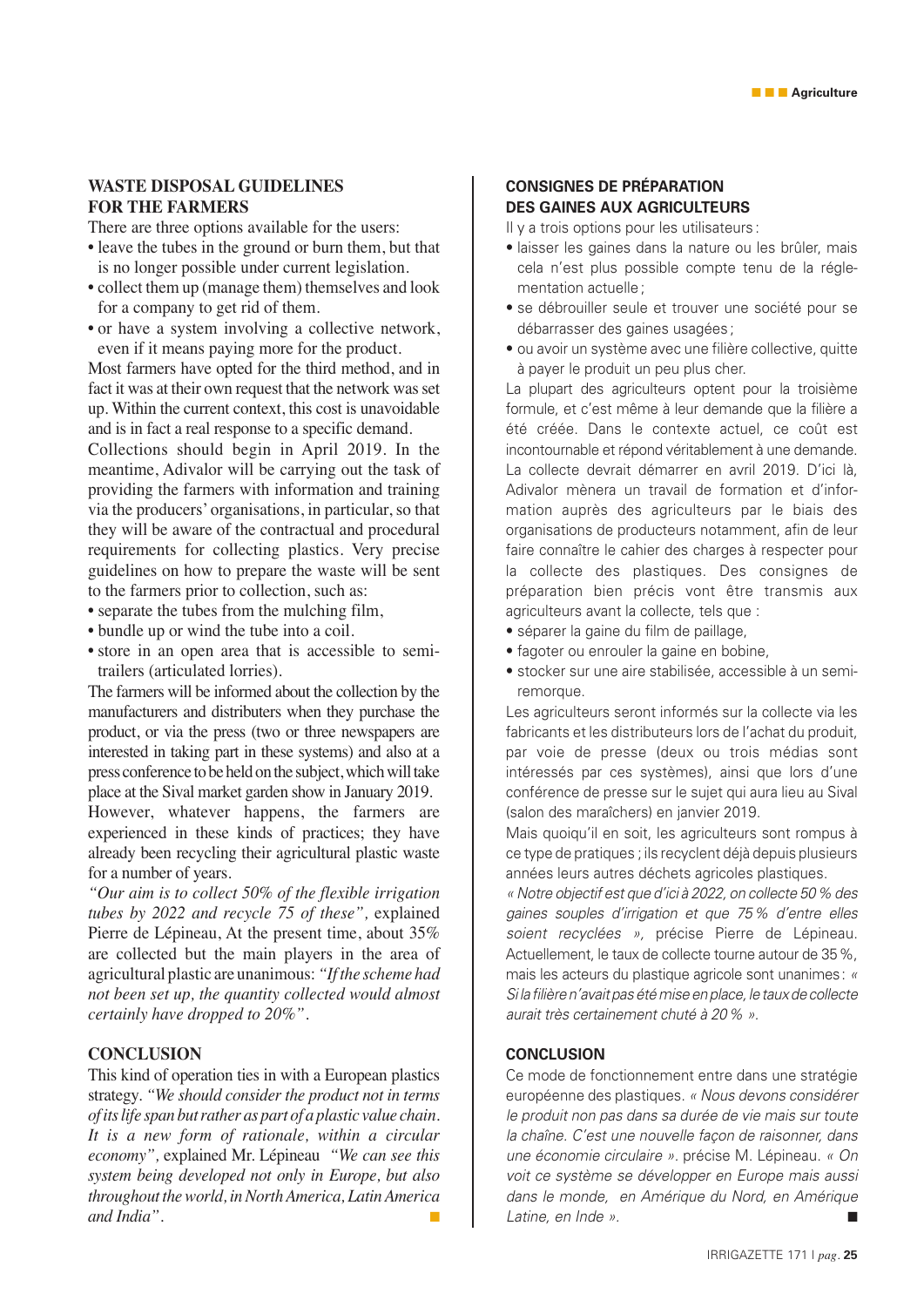## WASTE DISPOSAL GUIDELINES FOR THE FARMERS

There are three options available for the users:

- leave the tubes in the ground or burn them, but that is no longer possible under current legislation.
- collect them up (manage them) themselves and look for a company to get rid of them.
- or have a system involving a collective network, even if it means paying more for the product.

Most farmers have opted for the third method, and in fact it was at their own request that the network was set up. Within the current context, this cost is unavoidable and is in fact a real response to a specific demand.

Collections should begin in April 2019. In the meantime, Adivalor will be carrying out the task of providing the farmers with information and training via the producers' organisations, in particular, so that they will be aware of the contractual and procedural requirements for collecting plastics. Very precise guidelines on how to prepare the waste will be sent to the farmers prior to collection, such as:

- separate the tubes from the mulching film,
- bundle up or wind the tube into a coil.
- store in an open area that is accessible to semi-trailers (articulated lorries).

The farmers will be informed about the collection by the manufacturers and distributors when they purchase the product, or via the press (two or three newspapers are interested in taking part in these systems) and also at a press conference to be held on the subject, which will take place at the Sival market garden show in January 2019.

However, whatever happens, the farmers are experienced in these kinds of practices; they have already been recycling their agricultural plastic waste for a number of years.

*"Our aim is to collect 50% of the flexible irrigation tubes by 2022 and recycle 75 of these"*, explained Pierre de Lépineau, At the present time, about 35% are collected but the main players in the area of agricultural plastic are unanimous: *"If the scheme had not been set up, the quantity collected would almost certainly have dropped to 20%"*.

## CONCLUSION

This kind of operation ties in with a European plastics strategy. *"We should consider the product not in terms of its life span but rather as part of a plastic value chain. It is a new form of rationale, within a circular economy"*, explained Mr. Lépineau *"We can see this system being developed not only in Europe, but also throughout the world, in North America, Latin America and India"*.

## CONSIGNES DE PRÉPARATION DES GAINES AUX AGRICULTEURS

Il y a trois options pour les utilisateurs :

- laisser les gaines dans la nature ou les brûler, mais cela n'est plus possible compte tenu de la réglementation actuelle ;
- se débrouiller seule et trouver une société pour se débarrasser des gaines usagées ;
- ou avoir un système avec une filière collective, quitte à payer le produit un peu plus cher.

La plupart des agriculteurs optent pour la troisième formule, et c'est même à leur demande que la filière a été créée. Dans le contexte actuel, ce coût est incontournable et répond véritablement à une demande.

La collecte devrait démarrer en avril 2019. D'ici là, Adivalor mènera un travail de formation et d'information auprès des agriculteurs par le biais des organisations de producteurs notamment, afin de leur faire connaître le cahier des charges à respecter pour la collecte des plastiques. Des consignes de préparation bien précis vont être transmis aux agriculteurs avant la collecte, tels que :

- séparer la gaine du film de paillage,
- fagoter ou enrouler la gaine en bobine,
- stocker sur une aire stabilisée, accessible à un semi-remorque.

Les agriculteurs seront informés sur la collecte via les fabricants et les distributeurs lors de l'achat du produit, par voie de presse (deux ou trois médias sont intéressés par ces systèmes), ainsi que lors d'une conférence de presse sur le sujet qui aura lieu au Sival (salon des maraîchers) en janvier 2019.

Mais quoiqu'il en soit, les agriculteurs sont rompus à ce type de pratiques ; ils recyclent déjà depuis plusieurs années leurs autres déchets agricoles plastiques.

*« Notre objectif est que d'ici à 2022, on collecte 50 % des gaines souples d'irrigation et que 75 % d'entre elles soient recyclées »*, précise Pierre de Lépineau. Actuellement, le taux de collecte tourne autour de 35 %, mais les acteurs du plastique agricole sont unanimes : *« Si la filière n'avait pas été mise en place, le taux de collecte aurait très certainement chuté à 20 % »*.

## CONCLUSION

Ce mode de fonctionnement entre dans une stratégie européenne des plastiques. *« Nous devons considérer le produit non pas dans sa durée de vie mais sur toute la chaîne. C'est une nouvelle façon de raisonner, dans une économie circulaire »*. précise M. Lépineau. *« On voit ce système se développer en Europe mais aussi dans le monde, en Amérique du Nord, en Amérique Latine, en Inde »*.